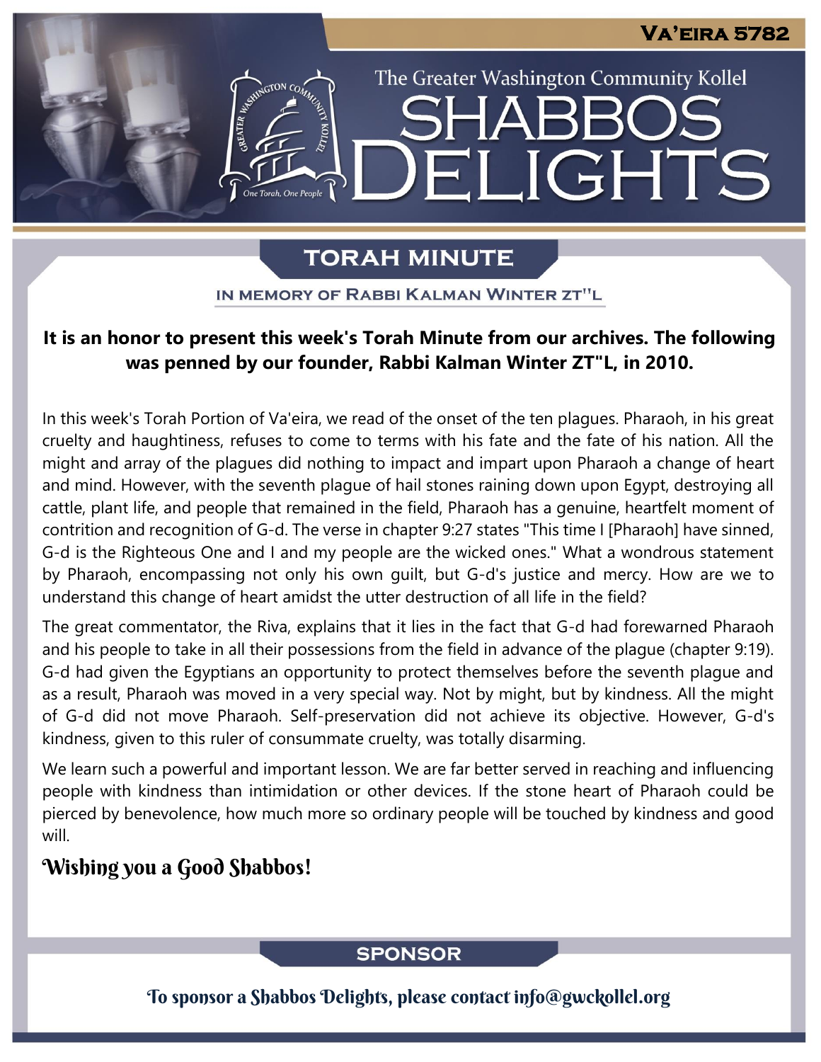Va'eira 5782

The Greater Washington Community Kollel

# Shabbos Delights

## Torah Minute

In memory of Rabbi Kalman Winter zt"l

**It is an honor to present this week's Torah Minute from our archives. The following was penned by our founder, Rabbi Kalman Winter ZT"L, in 2010.**

In this week's Torah Portion of Va'eira, we read of the onset of the ten plagues. Pharaoh, in his great cruelty and haughtiness, refuses to come to terms with his fate and the fate of his nation. All the might and array of the plagues did nothing to impact and impart upon Pharaoh a change of heart and mind. However, with the seventh plague of hail stones raining down upon Egypt, destroying all cattle, plant life, and people that remained in the field, Pharaoh has a genuine, heartfelt moment of contrition and recognition of G-d. The verse in chapter 9:27 states "This time I [Pharaoh] have sinned, G-d is the Righteous One and I and my people are the wicked ones." What a wondrous statement by Pharaoh, encompassing not only his own guilt, but G-d's justice and mercy. How are we to understand this change of heart amidst the utter destruction of all life in the field?

The great commentator, the Riva, explains that it lies in the fact that G-d had forewarned Pharaoh and his people to take in all their possessions from the field in advance of the plague (chapter 9:19). G-d had given the Egyptians an opportunity to protect themselves before the seventh plague and as a result, Pharaoh was moved in a very special way. Not by might, but by kindness. All the might of G-d did not move Pharaoh. Self-preservation did not achieve its objective. However, G-d's kindness, given to this ruler of consummate cruelty, was totally disarming.

We learn such a powerful and important lesson. We are far better served in reaching and influencing people with kindness than intimidation or other devices. If the stone heart of Pharaoh could be pierced by benevolence, how much more so ordinary people will be touched by kindness and good will.

*Wishing you a Good Shabbos!*

## Sponsor

To sponsor a Shabbos Delights, please contact info@gwckollel.org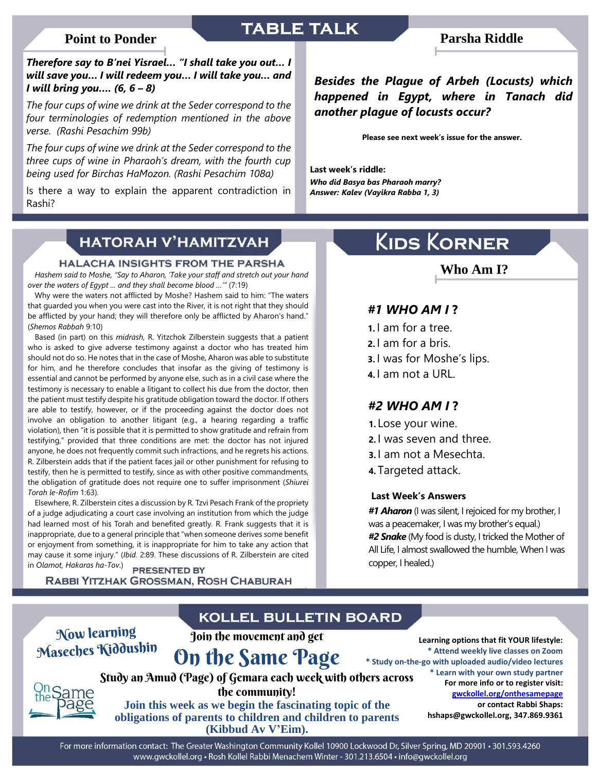# TABLE TALK

## Point to Ponder

***Therefore say to B'nei Yisrael… "I shall take you out… I will save you… I will redeem you… I will take you… and I will bring you…. (6, 6 – 8)***

*The four cups of wine we drink at the Seder correspond to the four terminologies of redemption mentioned in the above verse. (Rashi Pesachim 99b)*

*The four cups of wine we drink at the Seder correspond to the three cups of wine in Pharaoh's dream, with the fourth cup being used for Birchas HaMozon. (Rashi Pesachim 108a)*

Is there a way to explain the apparent contradiction in Rashi?

## Parsha Riddle

***Besides the Plague of Arbeh (Locusts) which happened in Egypt, where in Tanach did another plague of locusts occur?***

**Please see next week's issue for the answer.**

**Last week's riddle:**

***Who did Basya bas Pharaoh marry?***

***Answer: Kalev (Vayikra Rabba 1, 3)***

# HATORAH V'HAMITZVAH

## HALACHA INSIGHTS FROM THE PARSHA

*Hashem said to Moshe, "Say to Aharon, 'Take your staff and stretch out your hand over the waters of Egypt … and they shall become blood …'" (7:19)*

Why were the waters not afflicted by Moshe? Hashem said to him: "The waters that guarded you when you were cast into the River, it is not right that they should be afflicted by your hand; they will therefore only be afflicted by Aharon's hand." (*Shemos Rabbah* 9:10)

Based (in part) on this *midrash*, R. Yitzchok Zilberstein suggests that a patient who is asked to give adverse testimony against a doctor who has treated him should not do so. He notes that in the case of Moshe, Aharon was able to substitute for him, and he therefore concludes that insofar as the giving of testimony is essential and cannot be performed by anyone else, such as in a civil case where the testimony is necessary to enable a litigant to collect his due from the doctor, then the patient must testify despite his gratitude obligation toward the doctor. If others are able to testify, however, or if the proceeding against the doctor does not involve an obligation to another litigant (e.g., a hearing regarding a traffic violation), then "it is possible that it is permitted to show gratitude and refrain from testifying," provided that three conditions are met: the doctor has not injured anyone, he does not frequently commit such infractions, and he regrets his actions. R. Zilberstein adds that if the patient faces jail or other punishment for refusing to testify, then he is permitted to testify, since as with other positive commandments, the obligation of gratitude does not require one to suffer imprisonment (*Shiurei Torah le-Rofim* 1:63).

Elsewhere, R. Zilberstein cites a discussion by R. Tzvi Pesach Frank of the propriety of a judge adjudicating a court case involving an institution from which the judge had learned most of his Torah and benefited greatly. R. Frank suggests that it is inappropriate, due to a general principle that "when someone derives some benefit or enjoyment from something, it is inappropriate for him to take any action that may cause it some injury." (*Ibid.* 2:89. These discussions of R. Zilberstein are cited in *Olamot, Hakaras ha-Tov*.)

PRESENTED BY
RABBI YITZHAK GROSSMAN, ROSH CHABURAH

# KIDS KORNER

## Who Am I?

### #1 WHO AM I ?

1. I am for a tree.
2. I am for a bris.
3. I was for Moshe's lips.
4. I am not a URL.

### #2 WHO AM I ?

1. Lose your wine.
2. I was seven and three.
3. I am not a Mesechta.
4. Targeted attack.

**Last Week's Answers**

***#1 Aharon*** (I was silent, I rejoiced for my brother, I was a peacemaker, I was my brother's equal.)

***#2 Snake*** (My food is dusty, I tricked the Mother of All Life, I almost swallowed the humble, When I was copper, I healed.)

# KOLLEL BULLETIN BOARD

Now learning Maseches Kiddushin

Join the movement and get

## On the Same Page

Study an Amud (Page) of Gemara each week with others across the community!

**Join this week as we begin the fascinating topic of the obligations of parents to children and children to parents (Kibbud Av V'Eim).**

**Learning options that fit YOUR lifestyle:**

**\* Attend weekly live classes on Zoom**

**\* Study on-the-go with uploaded audio/video lectures**

**\* Learn with your own study partner**

**For more info or to register visit: gwckollel.org/onthesamepage**

**or contact Rabbi Shaps: hshaps@gwckollel.org, 347.869.9361**

For more information contact: The Greater Washington Community Kollel 10900 Lockwood Dr, Silver Spring, MD 20901 • 301.593.4260
www.gwckollel.org • Rosh Kollel Rabbi Menachem Winter - 301.213.6504 • info@gwckollel.org